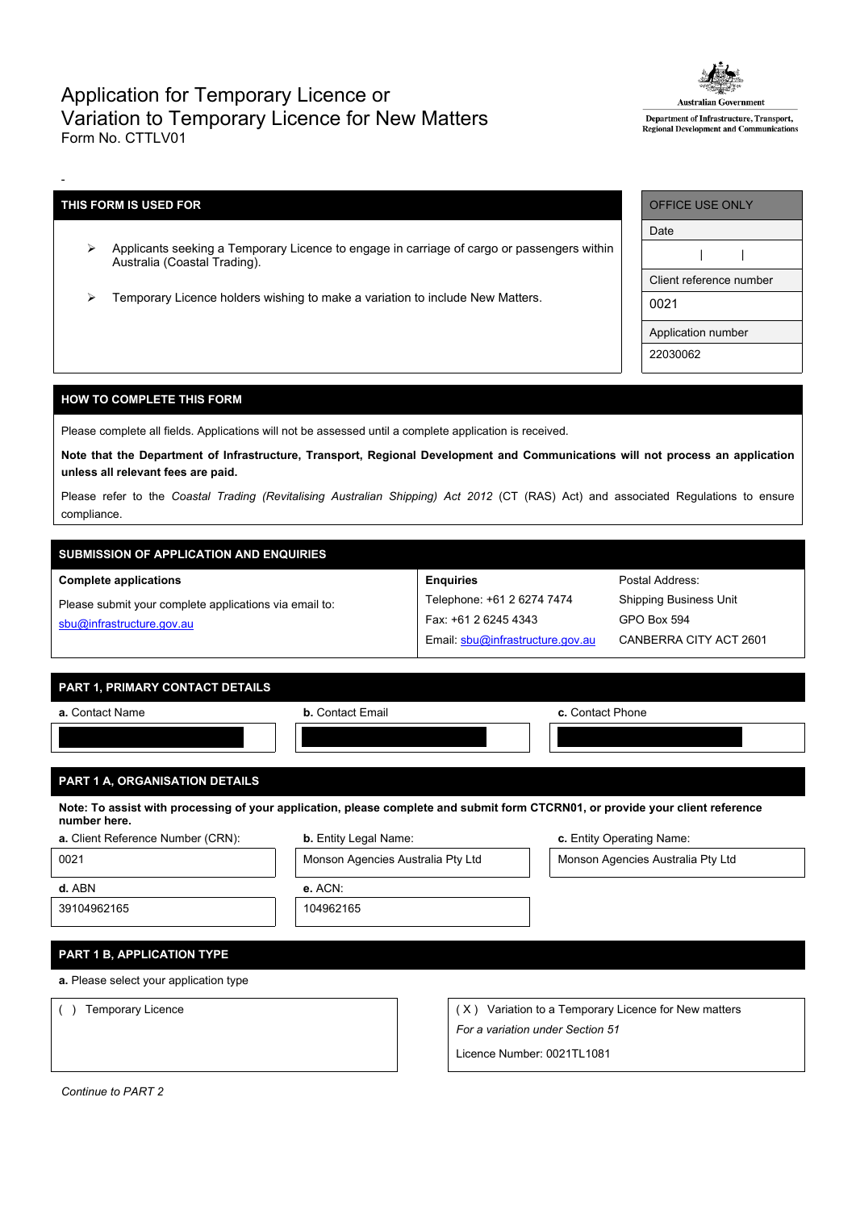# Application for Temporary Licence or Variation to Temporary Licence for New Matters

Form No. CTTLV01

Australian Government
Department of Infrastructure, Transport, Regional Development and Communications

-

| THIS FORM IS USED FOR |
|---|
| ➢ Applicants seeking a Temporary Licence to engage in carriage of cargo or passengers within Australia (Coastal Trading). |
| ➢ Temporary Licence holders wishing to make a variation to include New Matters. |

| OFFICE USE ONLY |
|---|
| Date |
| \| \| |
| Client reference number |
| 0021 |
| Application number |
| 22030062 |

## HOW TO COMPLETE THIS FORM

Please complete all fields. Applications will not be assessed until a complete application is received.

**Note that the Department of Infrastructure, Transport, Regional Development and Communications will not process an application unless all relevant fees are paid.**

Please refer to the *Coastal Trading (Revitalising Australian Shipping) Act 2012* (CT (RAS) Act) and associated Regulations to ensure compliance.

## SUBMISSION OF APPLICATION AND ENQUIRIES

**Complete applications**

Please submit your complete applications via email to:
sbu@infrastructure.gov.au

**Enquiries**

Telephone: +61 2 6274 7474
Fax: +61 2 6245 4343
Email: sbu@infrastructure.gov.au

Postal Address:
Shipping Business Unit
GPO Box 594
CANBERRA CITY ACT 2601

## PART 1, PRIMARY CONTACT DETAILS

| **a.** Contact Name | **b.** Contact Email | **c.** Contact Phone |
|---|---|---|
| | | |

## PART 1 A, ORGANISATION DETAILS

**Note: To assist with processing of your application, please complete and submit form CTCRN01, or provide your client reference number here.**

| **a.** Client Reference Number (CRN): | **b.** Entity Legal Name: | **c.** Entity Operating Name: |
|---|---|---|
| 0021 | Monson Agencies Australia Pty Ltd | Monson Agencies Australia Pty Ltd |
| **d.** ABN | **e.** ACN: | |
| 39104962165 | 104962165 | |

## PART 1 B, APPLICATION TYPE

**a.** Please select your application type

( ) Temporary Licence

( X ) Variation to a Temporary Licence for New matters
*For a variation under Section 51*
Licence Number: 0021TL1081

*Continue to PART 2*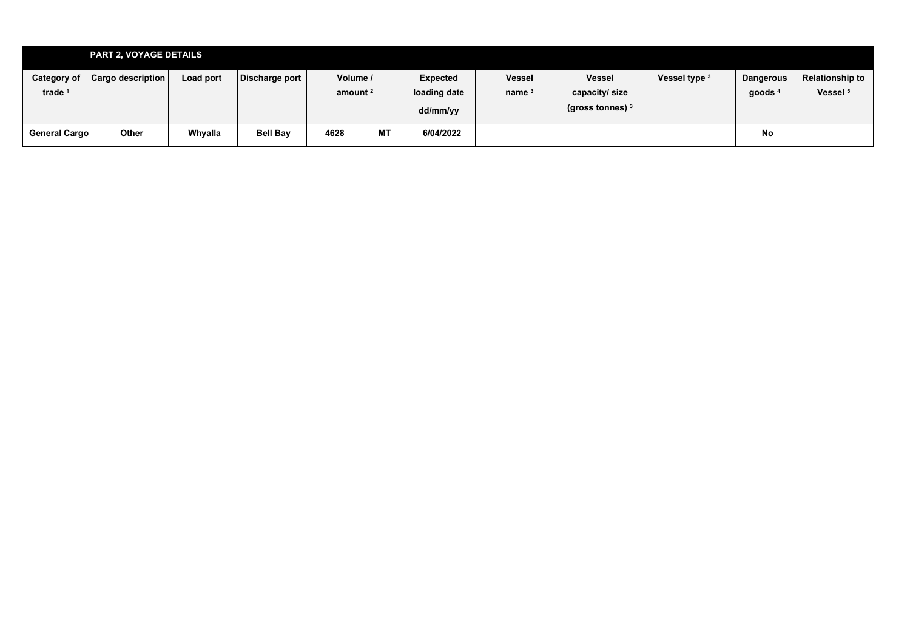## PART 2, VOYAGE DETAILS

| Category of trade [1] | Cargo description | Load port | Discharge port | Volume / amount [2] | | Expected loading date dd/mm/yy | Vessel name [3] | Vessel capacity/ size (gross tonnes) [3] | Vessel type [3] | Dangerous goods [4] | Relationship to Vessel [5] |
|---|---|---|---|---|---|---|---|---|---|---|---|
| General Cargo | Other | Whyalla | Bell Bay | 4628 | MT | 6/04/2022 | | | | No | |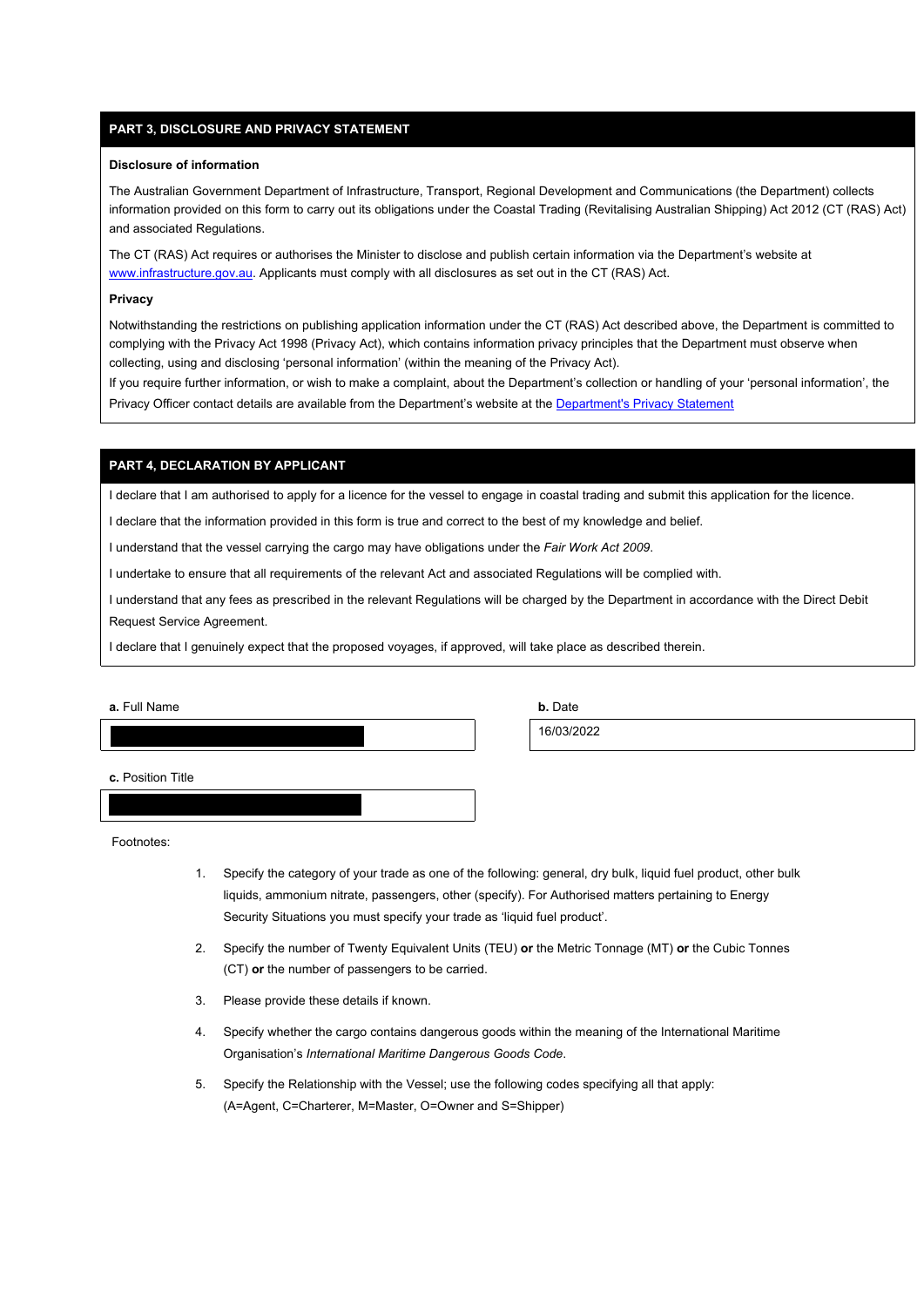## PART 3, DISCLOSURE AND PRIVACY STATEMENT

**Disclosure of information**

The Australian Government Department of Infrastructure, Transport, Regional Development and Communications (the Department) collects information provided on this form to carry out its obligations under the Coastal Trading (Revitalising Australian Shipping) Act 2012 (CT (RAS) Act) and associated Regulations.

The CT (RAS) Act requires or authorises the Minister to disclose and publish certain information via the Department's website at www.infrastructure.gov.au. Applicants must comply with all disclosures as set out in the CT (RAS) Act.

**Privacy**

Notwithstanding the restrictions on publishing application information under the CT (RAS) Act described above, the Department is committed to complying with the Privacy Act 1998 (Privacy Act), which contains information privacy principles that the Department must observe when collecting, using and disclosing 'personal information' (within the meaning of the Privacy Act).

If you require further information, or wish to make a complaint, about the Department's collection or handling of your 'personal information', the Privacy Officer contact details are available from the Department's website at the Department's Privacy Statement

## PART 4, DECLARATION BY APPLICANT

I declare that I am authorised to apply for a licence for the vessel to engage in coastal trading and submit this application for the licence.

I declare that the information provided in this form is true and correct to the best of my knowledge and belief.

I understand that the vessel carrying the cargo may have obligations under the *Fair Work Act 2009*.

I undertake to ensure that all requirements of the relevant Act and associated Regulations will be complied with.

I understand that any fees as prescribed in the relevant Regulations will be charged by the Department in accordance with the Direct Debit Request Service Agreement.

I declare that I genuinely expect that the proposed voyages, if approved, will take place as described therein.

**a.** Full Name

[REDACTED]

**b.** Date

16/03/2022

**c.** Position Title

[REDACTED]

Footnotes:

1. Specify the category of your trade as one of the following: general, dry bulk, liquid fuel product, other bulk liquids, ammonium nitrate, passengers, other (specify). For Authorised matters pertaining to Energy Security Situations you must specify your trade as 'liquid fuel product'.
2. Specify the number of Twenty Equivalent Units (TEU) **or** the Metric Tonnage (MT) **or** the Cubic Tonnes (CT) **or** the number of passengers to be carried.
3. Please provide these details if known.
4. Specify whether the cargo contains dangerous goods within the meaning of the International Maritime Organisation's *International Maritime Dangerous Goods Code*.
5. Specify the Relationship with the Vessel; use the following codes specifying all that apply: (A=Agent, C=Charterer, M=Master, O=Owner and S=Shipper)